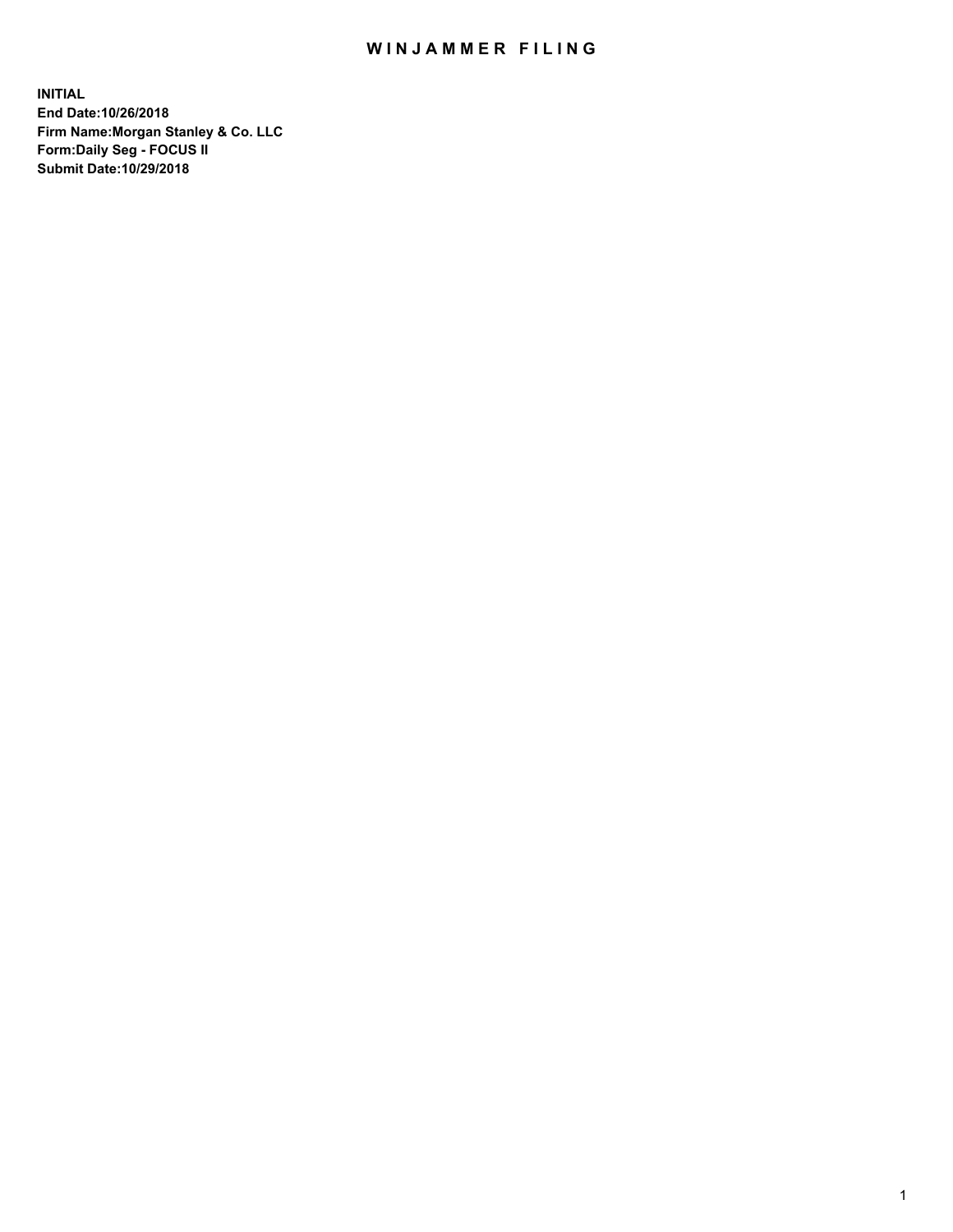# WINJAMMER FILING

**INITIAL**
**End Date:10/26/2018**
**Firm Name:Morgan Stanley & Co. LLC**
**Form:Daily Seg - FOCUS II**
**Submit Date:10/29/2018**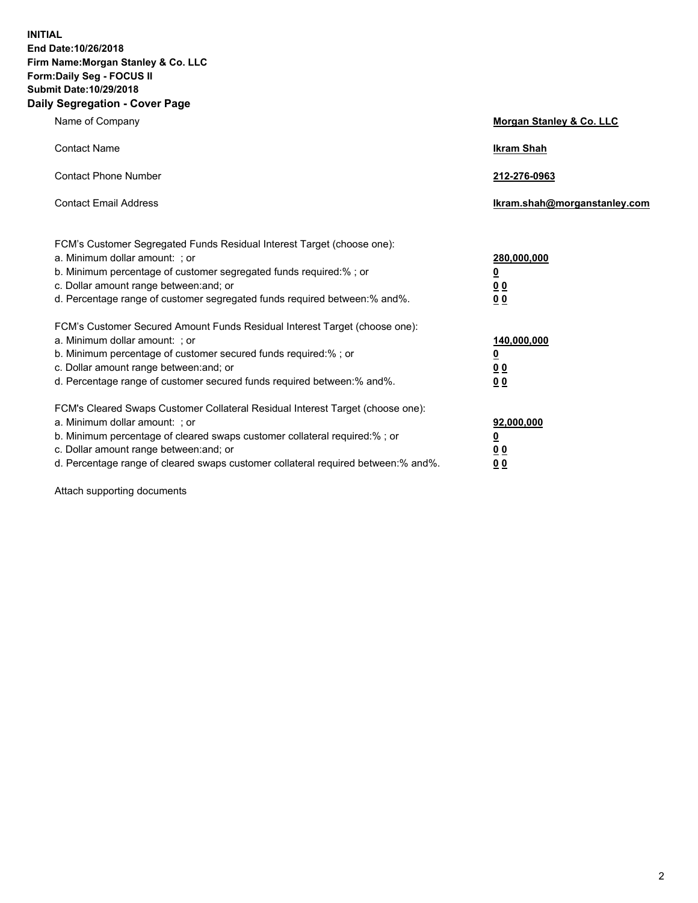**INITIAL**
**End Date:10/26/2018**
**Firm Name:Morgan Stanley & Co. LLC**
**Form:Daily Seg - FOCUS II**
**Submit Date:10/29/2018**

## Daily Segregation - Cover Page

| | |
|---|---|
| Name of Company | **Morgan Stanley & Co. LLC** |
| Contact Name | **Ikram Shah** |
| Contact Phone Number | **212-276-0963** |
| Contact Email Address | **Ikram.shah@morganstanley.com** |

| | |
|---|---|
| FCM's Customer Segregated Funds Residual Interest Target (choose one): | |
| a. Minimum dollar amount: ; or | **280,000,000** |
| b. Minimum percentage of customer segregated funds required:% ; or | **0** |
| c. Dollar amount range between:and; or | **0 0** |
| d. Percentage range of customer segregated funds required between:% and%. | **0 0** |
| FCM's Customer Secured Amount Funds Residual Interest Target (choose one): | |
| a. Minimum dollar amount: ; or | **140,000,000** |
| b. Minimum percentage of customer secured funds required:% ; or | **0** |
| c. Dollar amount range between:and; or | **0 0** |
| d. Percentage range of customer secured funds required between:% and%. | **0 0** |
| FCM's Cleared Swaps Customer Collateral Residual Interest Target (choose one): | |
| a. Minimum dollar amount: ; or | **92,000,000** |
| b. Minimum percentage of cleared swaps customer collateral required:% ; or | **0** |
| c. Dollar amount range between:and; or | **0 0** |
| d. Percentage range of cleared swaps customer collateral required between:% and%. | **0 0** |

Attach supporting documents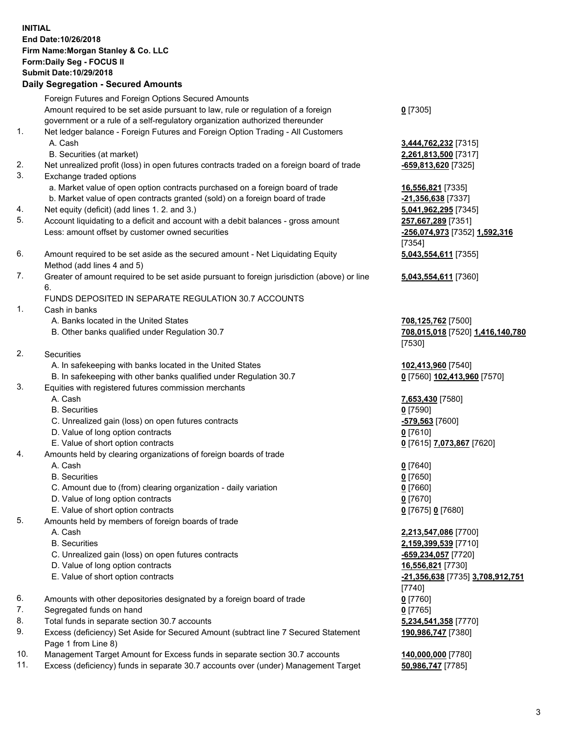**INITIAL**
**End Date:10/26/2018**
**Firm Name:Morgan Stanley & Co. LLC**
**Form:Daily Seg - FOCUS II**
**Submit Date:10/29/2018**

## Daily Segregation - Secured Amounts

| | | |
|---|---|---|
| | Foreign Futures and Foreign Options Secured Amounts | |
| | Amount required to be set aside pursuant to law, rule or regulation of a foreign government or a rule of a self-regulatory organization authorized thereunder | **0** [7305] |
| 1. | Net ledger balance - Foreign Futures and Foreign Option Trading - All Customers | |
| | A. Cash | **3,444,762,232** [7315] |
| | B. Securities (at market) | **2,261,813,500** [7317] |
| 2. | Net unrealized profit (loss) in open futures contracts traded on a foreign board of trade | **-659,813,620** [7325] |
| 3. | Exchange traded options | |
| | a. Market value of open option contracts purchased on a foreign board of trade | **16,556,821** [7335] |
| | b. Market value of open contracts granted (sold) on a foreign board of trade | **-21,356,638** [7337] |
| 4. | Net equity (deficit) (add lines 1. 2. and 3.) | **5,041,962,295** [7345] |
| 5. | Account liquidating to a deficit and account with a debit balances - gross amount | **257,667,289** [7351] |
| | Less: amount offset by customer owned securities | **-256,074,973** [7352] **1,592,316** [7354] |
| 6. | Amount required to be set aside as the secured amount - Net Liquidating Equity Method (add lines 4 and 5) | **5,043,554,611** [7355] |
| 7. | Greater of amount required to be set aside pursuant to foreign jurisdiction (above) or line 6. | **5,043,554,611** [7360] |
| | FUNDS DEPOSITED IN SEPARATE REGULATION 30.7 ACCOUNTS | |
| 1. | Cash in banks | |
| | A. Banks located in the United States | **708,125,762** [7500] |
| | B. Other banks qualified under Regulation 30.7 | **708,015,018** [7520] **1,416,140,780** [7530] |
| 2. | Securities | |
| | A. In safekeeping with banks located in the United States | **102,413,960** [7540] |
| | B. In safekeeping with other banks qualified under Regulation 30.7 | **0** [7560] **102,413,960** [7570] |
| 3. | Equities with registered futures commission merchants | |
| | A. Cash | **7,653,430** [7580] |
| | B. Securities | **0** [7590] |
| | C. Unrealized gain (loss) on open futures contracts | **-579,563** [7600] |
| | D. Value of long option contracts | **0** [7610] |
| | E. Value of short option contracts | **0** [7615] **7,073,867** [7620] |
| 4. | Amounts held by clearing organizations of foreign boards of trade | |
| | A. Cash | **0** [7640] |
| | B. Securities | **0** [7650] |
| | C. Amount due to (from) clearing organization - daily variation | **0** [7660] |
| | D. Value of long option contracts | **0** [7670] |
| | E. Value of short option contracts | **0** [7675] **0** [7680] |
| 5. | Amounts held by members of foreign boards of trade | |
| | A. Cash | **2,213,547,086** [7700] |
| | B. Securities | **2,159,399,539** [7710] |
| | C. Unrealized gain (loss) on open futures contracts | **-659,234,057** [7720] |
| | D. Value of long option contracts | **16,556,821** [7730] |
| | E. Value of short option contracts | **-21,356,638** [7735] **3,708,912,751** [7740] |
| 6. | Amounts with other depositories designated by a foreign board of trade | **0** [7760] |
| 7. | Segregated funds on hand | **0** [7765] |
| 8. | Total funds in separate section 30.7 accounts | **5,234,541,358** [7770] |
| 9. | Excess (deficiency) Set Aside for Secured Amount (subtract line 7 Secured Statement Page 1 from Line 8) | **190,986,747** [7380] |
| 10. | Management Target Amount for Excess funds in separate section 30.7 accounts | **140,000,000** [7780] |
| 11. | Excess (deficiency) funds in separate 30.7 accounts over (under) Management Target | **50,986,747** [7785] |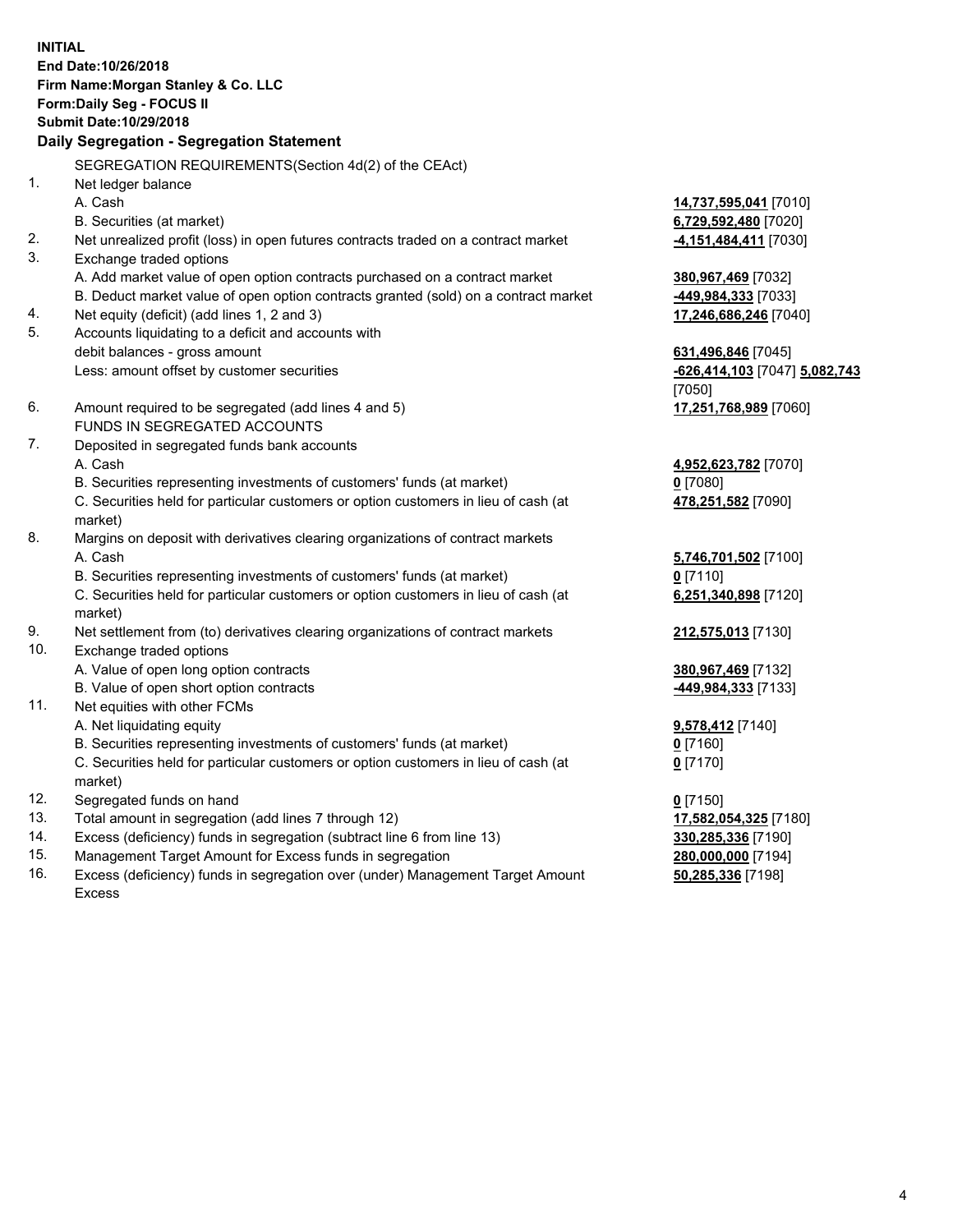**INITIAL**
**End Date:10/26/2018**
**Firm Name:Morgan Stanley & Co. LLC**
**Form:Daily Seg - FOCUS II**
**Submit Date:10/29/2018**

### Daily Segregation - Segregation Statement

SEGREGATION REQUIREMENTS(Section 4d(2) of the CEAct)

| | | |
|---|---|---|
| 1. | Net ledger balance | |
| | A. Cash | **14,737,595,041** [7010] |
| | B. Securities (at market) | **6,729,592,480** [7020] |
| 2. | Net unrealized profit (loss) in open futures contracts traded on a contract market | **-4,151,484,411** [7030] |
| 3. | Exchange traded options | |
| | A. Add market value of open option contracts purchased on a contract market | **380,967,469** [7032] |
| | B. Deduct market value of open option contracts granted (sold) on a contract market | **-449,984,333** [7033] |
| 4. | Net equity (deficit) (add lines 1, 2 and 3) | **17,246,686,246** [7040] |
| 5. | Accounts liquidating to a deficit and accounts with debit balances - gross amount | **631,496,846** [7045] |
| | Less: amount offset by customer securities | **-626,414,103** [7047] **5,082,743** [7050] |
| 6. | Amount required to be segregated (add lines 4 and 5) | **17,251,768,989** [7060] |
| | FUNDS IN SEGREGATED ACCOUNTS | |
| 7. | Deposited in segregated funds bank accounts | |
| | A. Cash | **4,952,623,782** [7070] |
| | B. Securities representing investments of customers' funds (at market) | **0** [7080] |
| | C. Securities held for particular customers or option customers in lieu of cash (at market) | **478,251,582** [7090] |
| 8. | Margins on deposit with derivatives clearing organizations of contract markets | |
| | A. Cash | **5,746,701,502** [7100] |
| | B. Securities representing investments of customers' funds (at market) | **0** [7110] |
| | C. Securities held for particular customers or option customers in lieu of cash (at market) | **6,251,340,898** [7120] |
| 9. | Net settlement from (to) derivatives clearing organizations of contract markets | **212,575,013** [7130] |
| 10. | Exchange traded options | |
| | A. Value of open long option contracts | **380,967,469** [7132] |
| | B. Value of open short option contracts | **-449,984,333** [7133] |
| 11. | Net equities with other FCMs | |
| | A. Net liquidating equity | **9,578,412** [7140] |
| | B. Securities representing investments of customers' funds (at market) | **0** [7160] |
| | C. Securities held for particular customers or option customers in lieu of cash (at market) | **0** [7170] |
| 12. | Segregated funds on hand | **0** [7150] |
| 13. | Total amount in segregation (add lines 7 through 12) | **17,582,054,325** [7180] |
| 14. | Excess (deficiency) funds in segregation (subtract line 6 from line 13) | **330,285,336** [7190] |
| 15. | Management Target Amount for Excess funds in segregation | **280,000,000** [7194] |
| 16. | Excess (deficiency) funds in segregation over (under) Management Target Amount Excess | **50,285,336** [7198] |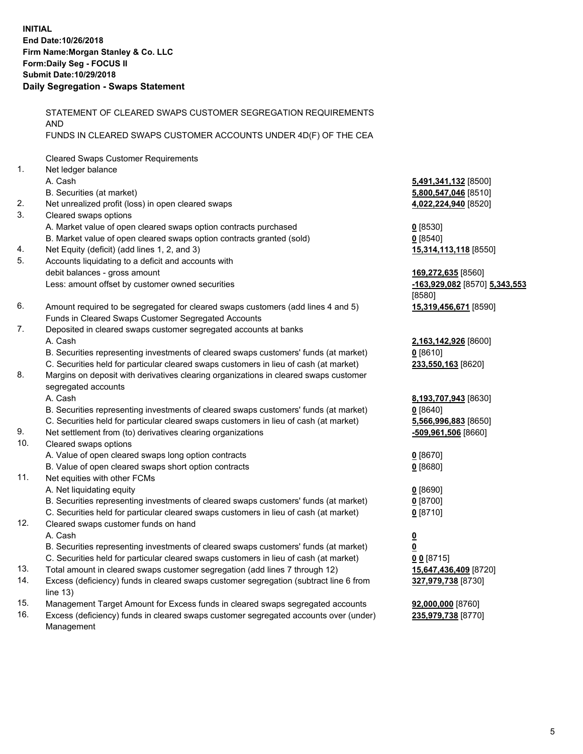**INITIAL**
**End Date:10/26/2018**
**Firm Name:Morgan Stanley & Co. LLC**
**Form:Daily Seg - FOCUS II**
**Submit Date:10/29/2018**
**Daily Segregation - Swaps Statement**

STATEMENT OF CLEARED SWAPS CUSTOMER SEGREGATION REQUIREMENTS AND FUNDS IN CLEARED SWAPS CUSTOMER ACCOUNTS UNDER 4D(F) OF THE CEA

| | | |
|---|---|---|
| | Cleared Swaps Customer Requirements | |
| 1. | Net ledger balance | |
| | A. Cash | **5,491,341,132** [8500] |
| | B. Securities (at market) | **5,800,547,046** [8510] |
| 2. | Net unrealized profit (loss) in open cleared swaps | **4,022,224,940** [8520] |
| 3. | Cleared swaps options | |
| | A. Market value of open cleared swaps option contracts purchased | **0** [8530] |
| | B. Market value of open cleared swaps option contracts granted (sold) | **0** [8540] |
| 4. | Net Equity (deficit) (add lines 1, 2, and 3) | **15,314,113,118** [8550] |
| 5. | Accounts liquidating to a deficit and accounts with debit balances - gross amount | **169,272,635** [8560] |
| | Less: amount offset by customer owned securities | **-163,929,082** [8570] **5,343,553** [8580] |
| 6. | Amount required to be segregated for cleared swaps customers (add lines 4 and 5) | **15,319,456,671** [8590] |
| | Funds in Cleared Swaps Customer Segregated Accounts | |
| 7. | Deposited in cleared swaps customer segregated accounts at banks | |
| | A. Cash | **2,163,142,926** [8600] |
| | B. Securities representing investments of cleared swaps customers' funds (at market) | **0** [8610] |
| | C. Securities held for particular cleared swaps customers in lieu of cash (at market) | **233,550,163** [8620] |
| 8. | Margins on deposit with derivatives clearing organizations in cleared swaps customer segregated accounts | |
| | A. Cash | **8,193,707,943** [8630] |
| | B. Securities representing investments of cleared swaps customers' funds (at market) | **0** [8640] |
| | C. Securities held for particular cleared swaps customers in lieu of cash (at market) | **5,566,996,883** [8650] |
| 9. | Net settlement from (to) derivatives clearing organizations | **-509,961,506** [8660] |
| 10. | Cleared swaps options | |
| | A. Value of open cleared swaps long option contracts | **0** [8670] |
| | B. Value of open cleared swaps short option contracts | **0** [8680] |
| 11. | Net equities with other FCMs | |
| | A. Net liquidating equity | **0** [8690] |
| | B. Securities representing investments of cleared swaps customers' funds (at market) | **0** [8700] |
| | C. Securities held for particular cleared swaps customers in lieu of cash (at market) | **0** [8710] |
| 12. | Cleared swaps customer funds on hand | |
| | A. Cash | **0** |
| | B. Securities representing investments of cleared swaps customers' funds (at market) | **0** |
| | C. Securities held for particular cleared swaps customers in lieu of cash (at market) | **0** **0** [8715] |
| 13. | Total amount in cleared swaps customer segregation (add lines 7 through 12) | **15,647,436,409** [8720] |
| 14. | Excess (deficiency) funds in cleared swaps customer segregation (subtract line 6 from line 13) | **327,979,738** [8730] |
| 15. | Management Target Amount for Excess funds in cleared swaps segregated accounts | **92,000,000** [8760] |
| 16. | Excess (deficiency) funds in cleared swaps customer segregated accounts over (under) Management | **235,979,738** [8770] |